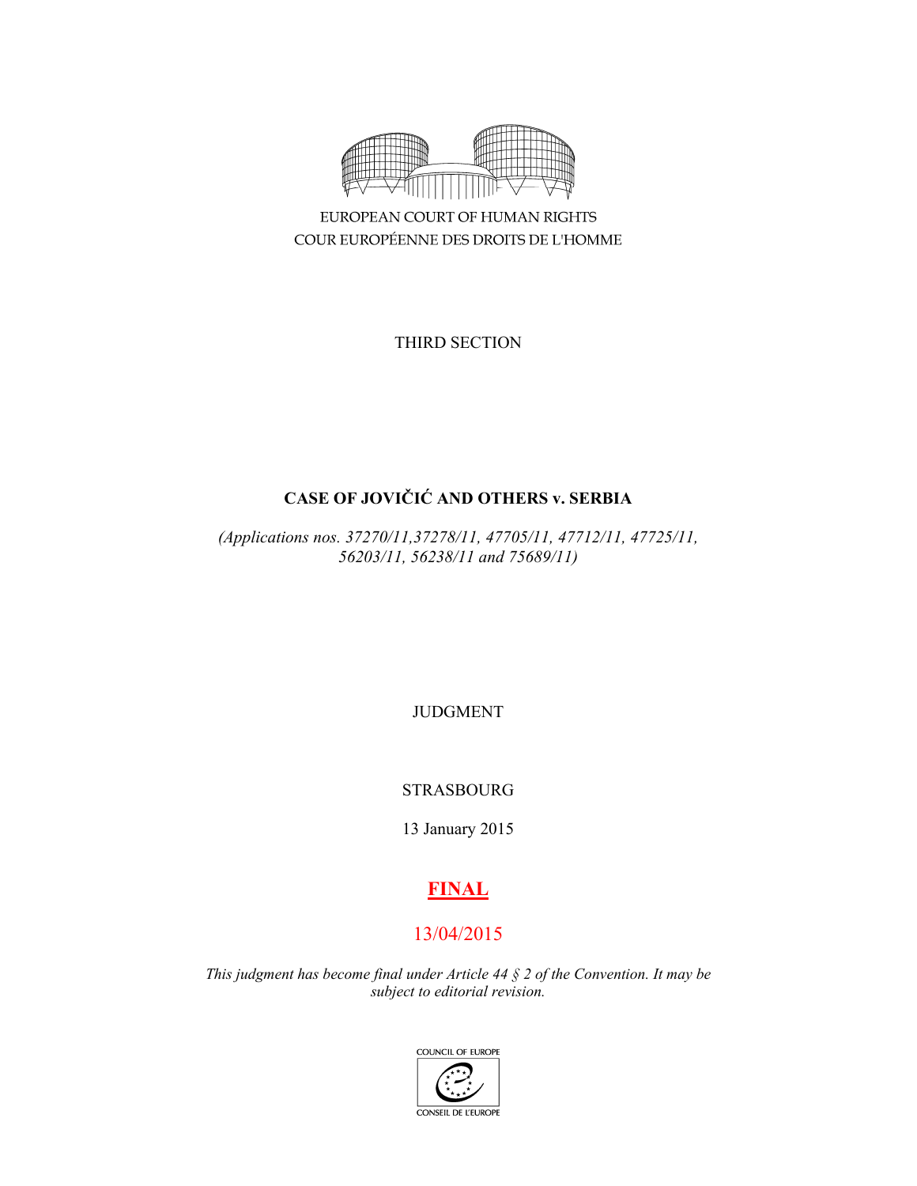EUROPEAN COURT OF HUMAN RIGHTS
COUR EUROPÉENNE DES DROITS DE L'HOMME

THIRD SECTION

# CASE OF JOVIČIĆ AND OTHERS v. SERBIA

*(Applications nos. 37270/11,37278/11, 47705/11, 47712/11, 47725/11, 56203/11, 56238/11 and 75689/11)*

JUDGMENT

STRASBOURG

13 January 2015

**FINAL**

13/04/2015

*This judgment has become final under Article 44 § 2 of the Convention. It may be subject to editorial revision.*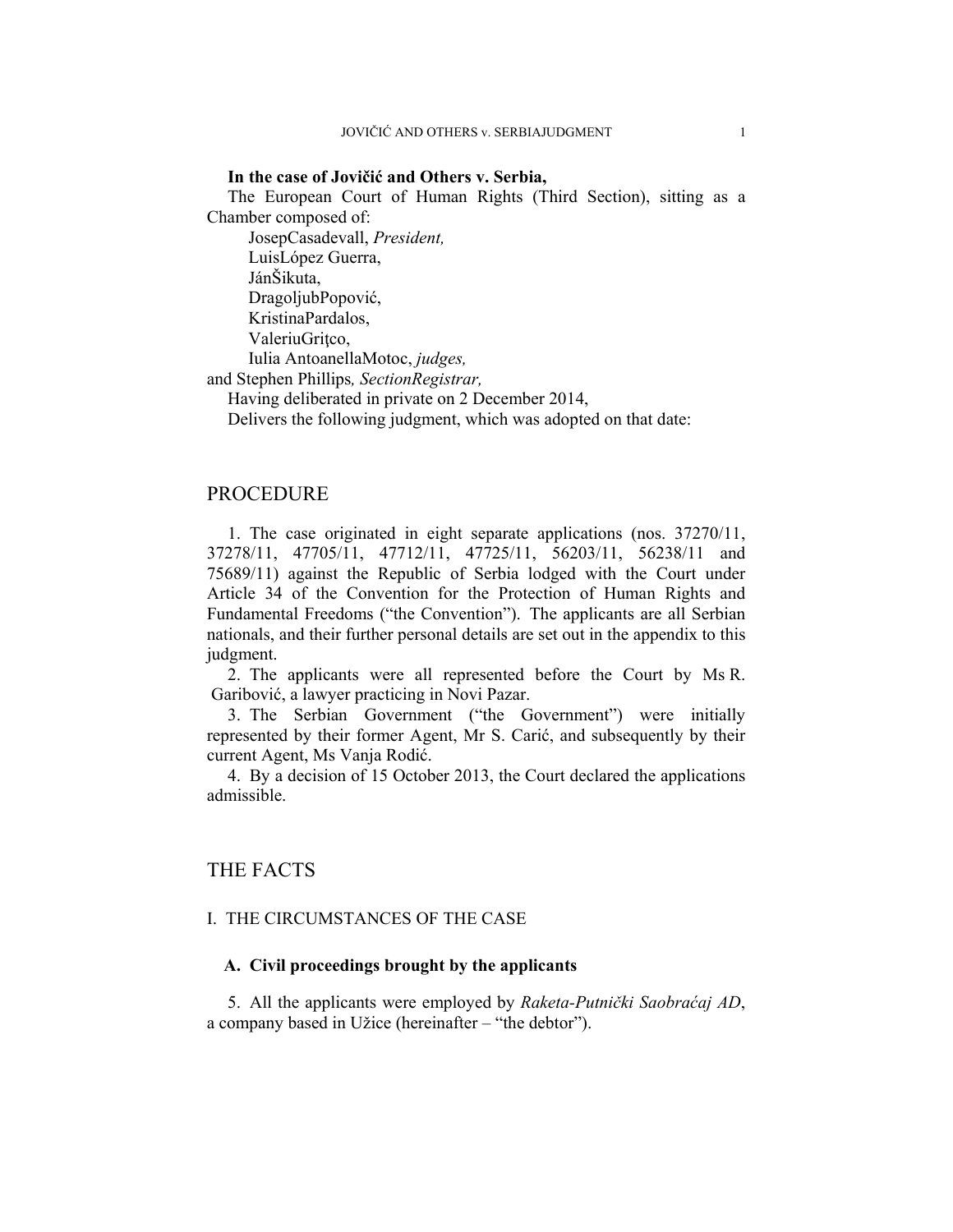**In the case of Jovičić and Others v. Serbia,**

The European Court of Human Rights (Third Section), sitting as a Chamber composed of:

JosepCasadevall, *President,*
LuisLópez Guerra,
JánŠikuta,
DragoljubPopović,
KristinaPardalos,
ValeriuGriţco,
Iulia AntoanellaMotoc, *judges,*

and Stephen Phillips*, SectionRegistrar,*

Having deliberated in private on 2 December 2014,

Delivers the following judgment, which was adopted on that date:

# PROCEDURE

1. The case originated in eight separate applications (nos. 37270/11, 37278/11, 47705/11, 47712/11, 47725/11, 56203/11, 56238/11 and 75689/11) against the Republic of Serbia lodged with the Court under Article 34 of the Convention for the Protection of Human Rights and Fundamental Freedoms ("the Convention"). The applicants are all Serbian nationals, and their further personal details are set out in the appendix to this judgment.

2. The applicants were all represented before the Court by Ms R. Garibović, a lawyer practicing in Novi Pazar.

3. The Serbian Government ("the Government") were initially represented by their former Agent, Mr S. Carić, and subsequently by their current Agent, Ms Vanja Rodić.

4. By a decision of 15 October 2013, the Court declared the applications admissible.

# THE FACTS

## I. THE CIRCUMSTANCES OF THE CASE

### A. Civil proceedings brought by the applicants

5. All the applicants were employed by *Raketa-Putnički Saobraćaj AD*, a company based in Užice (hereinafter – "the debtor").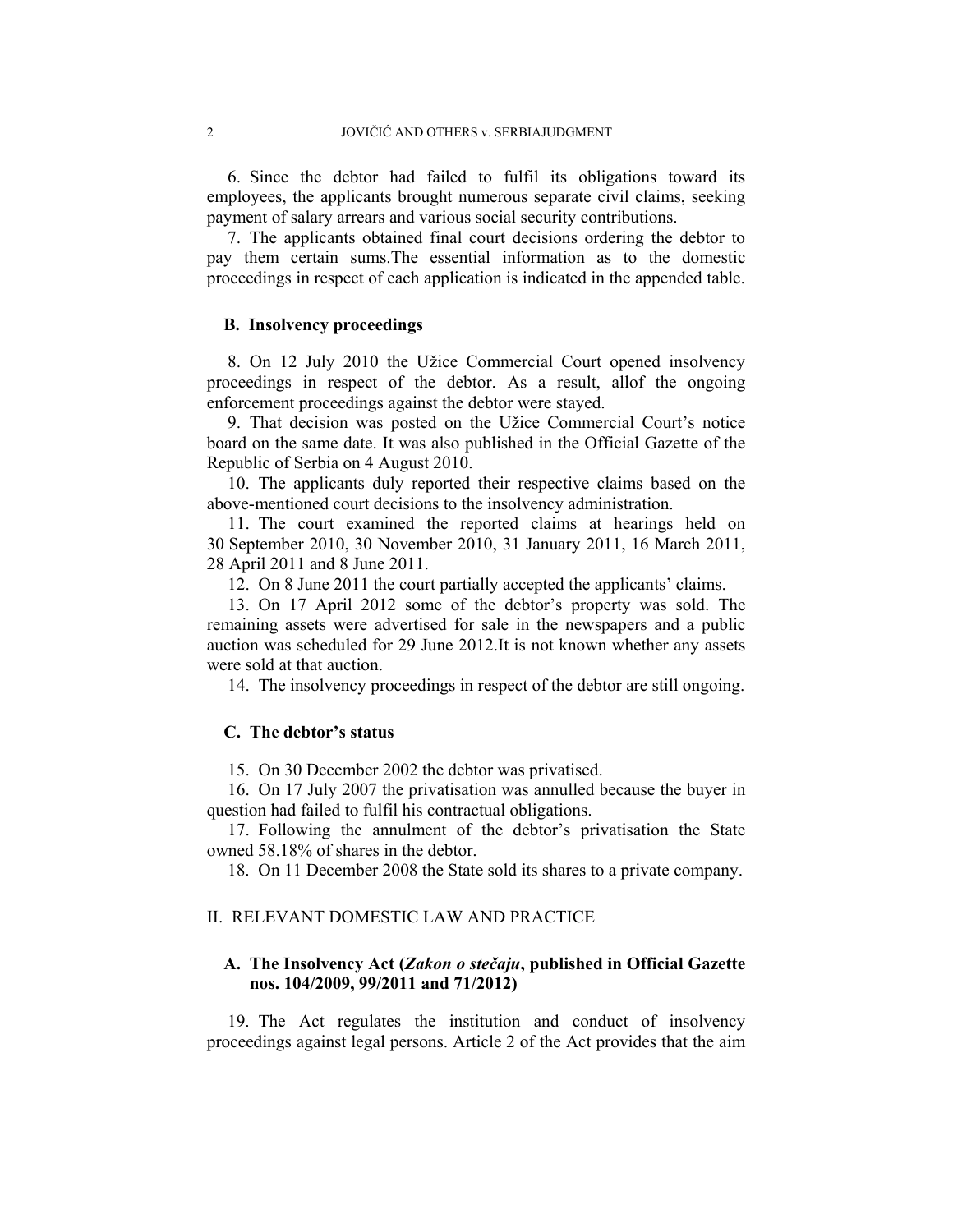6. Since the debtor had failed to fulfil its obligations toward its employees, the applicants brought numerous separate civil claims, seeking payment of salary arrears and various social security contributions.

7. The applicants obtained final court decisions ordering the debtor to pay them certain sums.The essential information as to the domestic proceedings in respect of each application is indicated in the appended table.

### B. Insolvency proceedings

8. On 12 July 2010 the Užice Commercial Court opened insolvency proceedings in respect of the debtor. As a result, allof the ongoing enforcement proceedings against the debtor were stayed.

9. That decision was posted on the Užice Commercial Court's notice board on the same date. It was also published in the Official Gazette of the Republic of Serbia on 4 August 2010.

10. The applicants duly reported their respective claims based on the above-mentioned court decisions to the insolvency administration.

11. The court examined the reported claims at hearings held on 30 September 2010, 30 November 2010, 31 January 2011, 16 March 2011, 28 April 2011 and 8 June 2011.

12. On 8 June 2011 the court partially accepted the applicants' claims.

13. On 17 April 2012 some of the debtor's property was sold. The remaining assets were advertised for sale in the newspapers and a public auction was scheduled for 29 June 2012.It is not known whether any assets were sold at that auction.

14. The insolvency proceedings in respect of the debtor are still ongoing.

### C. The debtor's status

15. On 30 December 2002 the debtor was privatised.

16. On 17 July 2007 the privatisation was annulled because the buyer in question had failed to fulfil his contractual obligations.

17. Following the annulment of the debtor's privatisation the State owned 58.18% of shares in the debtor.

18. On 11 December 2008 the State sold its shares to a private company.

## II. RELEVANT DOMESTIC LAW AND PRACTICE

### A. The Insolvency Act (*Zakon o stečaju*, published in Official Gazette nos. 104/2009, 99/2011 and 71/2012)

19. The Act regulates the institution and conduct of insolvency proceedings against legal persons. Article 2 of the Act provides that the aim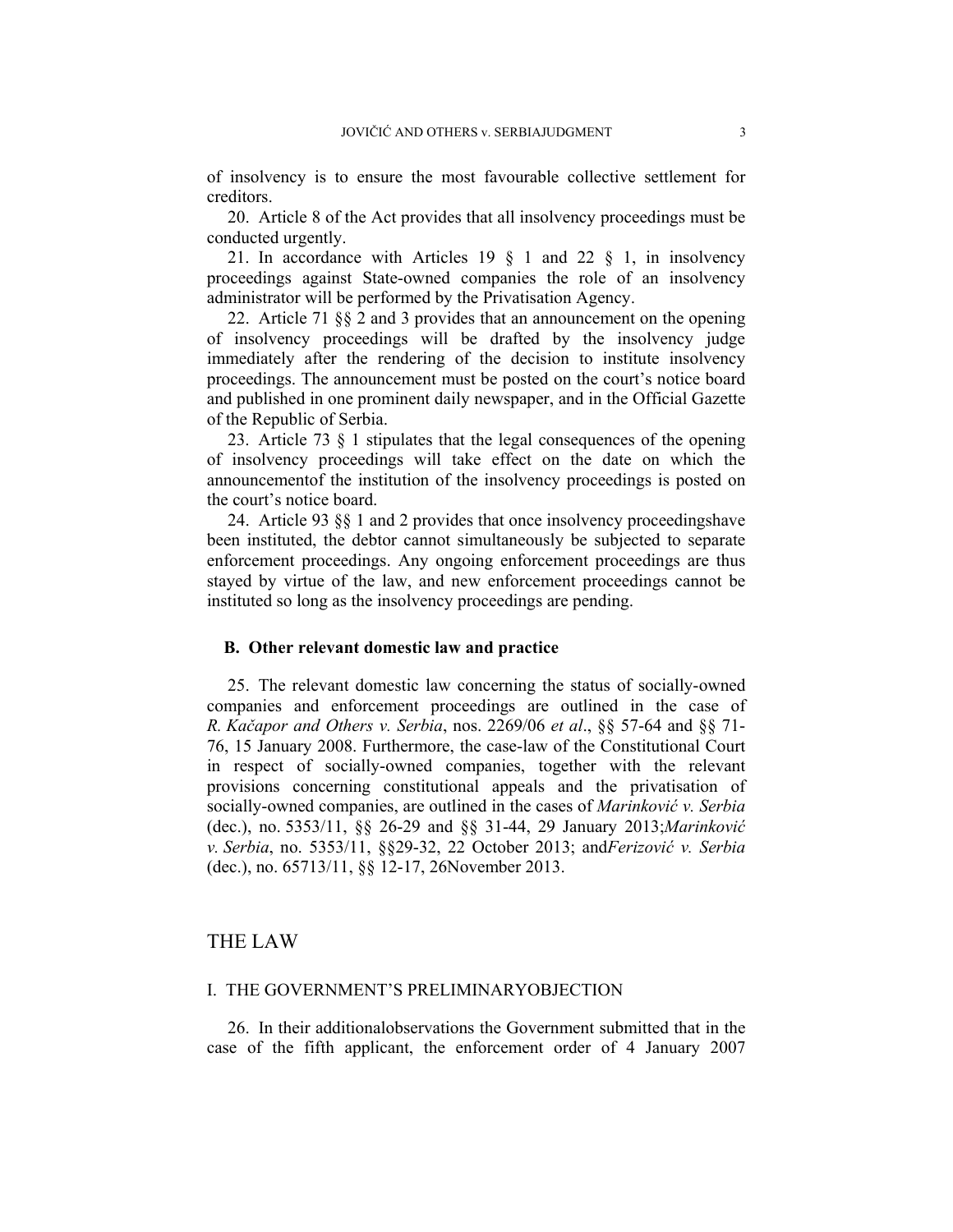of insolvency is to ensure the most favourable collective settlement for creditors.

20. Article 8 of the Act provides that all insolvency proceedings must be conducted urgently.

21. In accordance with Articles 19 § 1 and 22 § 1, in insolvency proceedings against State-owned companies the role of an insolvency administrator will be performed by the Privatisation Agency.

22. Article 71 §§ 2 and 3 provides that an announcement on the opening of insolvency proceedings will be drafted by the insolvency judge immediately after the rendering of the decision to institute insolvency proceedings. The announcement must be posted on the court's notice board and published in one prominent daily newspaper, and in the Official Gazette of the Republic of Serbia.

23. Article 73 § 1 stipulates that the legal consequences of the opening of insolvency proceedings will take effect on the date on which the announcementof the institution of the insolvency proceedings is posted on the court's notice board.

24. Article 93 §§ 1 and 2 provides that once insolvency proceedingshave been instituted, the debtor cannot simultaneously be subjected to separate enforcement proceedings. Any ongoing enforcement proceedings are thus stayed by virtue of the law, and new enforcement proceedings cannot be instituted so long as the insolvency proceedings are pending.

### B. Other relevant domestic law and practice

25. The relevant domestic law concerning the status of socially-owned companies and enforcement proceedings are outlined in the case of *R. Kačapor and Others v. Serbia*, nos. 2269/06 *et al*., §§ 57-64 and §§ 71-76, 15 January 2008. Furthermore, the case-law of the Constitutional Court in respect of socially-owned companies, together with the relevant provisions concerning constitutional appeals and the privatisation of socially-owned companies, are outlined in the cases of *Marinković v. Serbia* (dec.), no. 5353/11, §§ 26-29 and §§ 31-44, 29 January 2013;*Marinković v. Serbia*, no. 5353/11, §§29-32, 22 October 2013; and*Ferizović v. Serbia* (dec.), no. 65713/11, §§ 12-17, 26November 2013.

## THE LAW

### I. THE GOVERNMENT'S PRELIMINARYOBJECTION

26. In their additionalobservations the Government submitted that in the case of the fifth applicant, the enforcement order of 4 January 2007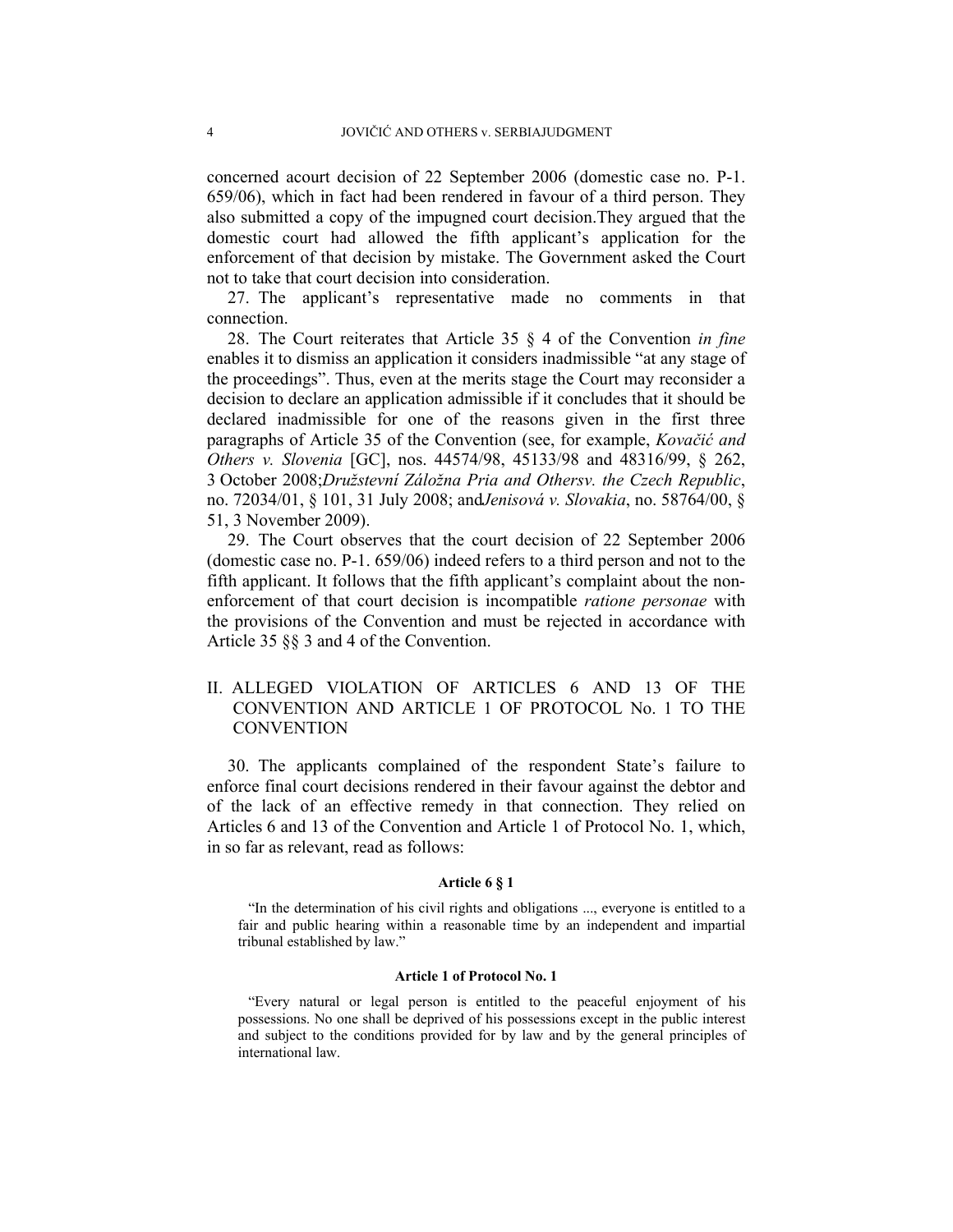concerned acourt decision of 22 September 2006 (domestic case no. P-1. 659/06), which in fact had been rendered in favour of a third person. They also submitted a copy of the impugned court decision.They argued that the domestic court had allowed the fifth applicant's application for the enforcement of that decision by mistake. The Government asked the Court not to take that court decision into consideration.

27. The applicant's representative made no comments in that connection.

28. The Court reiterates that Article 35 § 4 of the Convention *in fine* enables it to dismiss an application it considers inadmissible "at any stage of the proceedings". Thus, even at the merits stage the Court may reconsider a decision to declare an application admissible if it concludes that it should be declared inadmissible for one of the reasons given in the first three paragraphs of Article 35 of the Convention (see, for example, *Kovačić and Others v. Slovenia* [GC], nos. 44574/98, 45133/98 and 48316/99, § 262, 3 October 2008;*Družstevní Záložna Pria and Othersv. the Czech Republic*, no. 72034/01, § 101, 31 July 2008; and*Jenisová v. Slovakia*, no. 58764/00, § 51, 3 November 2009).

29. The Court observes that the court decision of 22 September 2006 (domestic case no. P-1. 659/06) indeed refers to a third person and not to the fifth applicant. It follows that the fifth applicant's complaint about the non-enforcement of that court decision is incompatible *ratione personae* with the provisions of the Convention and must be rejected in accordance with Article 35 §§ 3 and 4 of the Convention.

## II. ALLEGED VIOLATION OF ARTICLES 6 AND 13 OF THE CONVENTION AND ARTICLE 1 OF PROTOCOL No. 1 TO THE CONVENTION

30. The applicants complained of the respondent State's failure to enforce final court decisions rendered in their favour against the debtor and of the lack of an effective remedy in that connection. They relied on Articles 6 and 13 of the Convention and Article 1 of Protocol No. 1, which, in so far as relevant, read as follows:

**Article 6 § 1**

"In the determination of his civil rights and obligations ..., everyone is entitled to a fair and public hearing within a reasonable time by an independent and impartial tribunal established by law."

**Article 1 of Protocol No. 1**

"Every natural or legal person is entitled to the peaceful enjoyment of his possessions. No one shall be deprived of his possessions except in the public interest and subject to the conditions provided for by law and by the general principles of international law.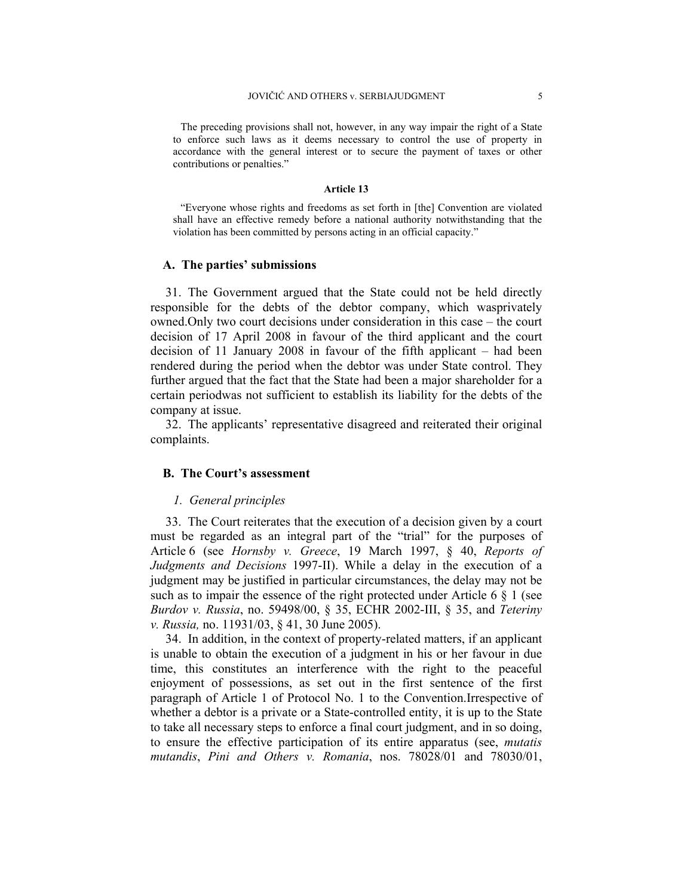The preceding provisions shall not, however, in any way impair the right of a State to enforce such laws as it deems necessary to control the use of property in accordance with the general interest or to secure the payment of taxes or other contributions or penalties."

**Article 13**

"Everyone whose rights and freedoms as set forth in [the] Convention are violated shall have an effective remedy before a national authority notwithstanding that the violation has been committed by persons acting in an official capacity."

### A. The parties' submissions

31. The Government argued that the State could not be held directly responsible for the debts of the debtor company, which wasprivately owned.Only two court decisions under consideration in this case – the court decision of 17 April 2008 in favour of the third applicant and the court decision of 11 January 2008 in favour of the fifth applicant – had been rendered during the period when the debtor was under State control. They further argued that the fact that the State had been a major shareholder for a certain periodwas not sufficient to establish its liability for the debts of the company at issue.

32. The applicants' representative disagreed and reiterated their original complaints.

### B. The Court's assessment

#### *1. General principles*

33. The Court reiterates that the execution of a decision given by a court must be regarded as an integral part of the "trial" for the purposes of Article 6 (see *Hornsby v. Greece*, 19 March 1997, § 40, *Reports of Judgments and Decisions* 1997-II). While a delay in the execution of a judgment may be justified in particular circumstances, the delay may not be such as to impair the essence of the right protected under Article 6 § 1 (see *Burdov v. Russia*, no. 59498/00, § 35, ECHR 2002-III, § 35, and *Teteriny v. Russia,* no. 11931/03, § 41, 30 June 2005).

34. In addition, in the context of property-related matters, if an applicant is unable to obtain the execution of a judgment in his or her favour in due time, this constitutes an interference with the right to the peaceful enjoyment of possessions, as set out in the first sentence of the first paragraph of Article 1 of Protocol No. 1 to the Convention.Irrespective of whether a debtor is a private or a State-controlled entity, it is up to the State to take all necessary steps to enforce a final court judgment, and in so doing, to ensure the effective participation of its entire apparatus (see, *mutatis mutandis*, *Pini and Others v. Romania*, nos. 78028/01 and 78030/01,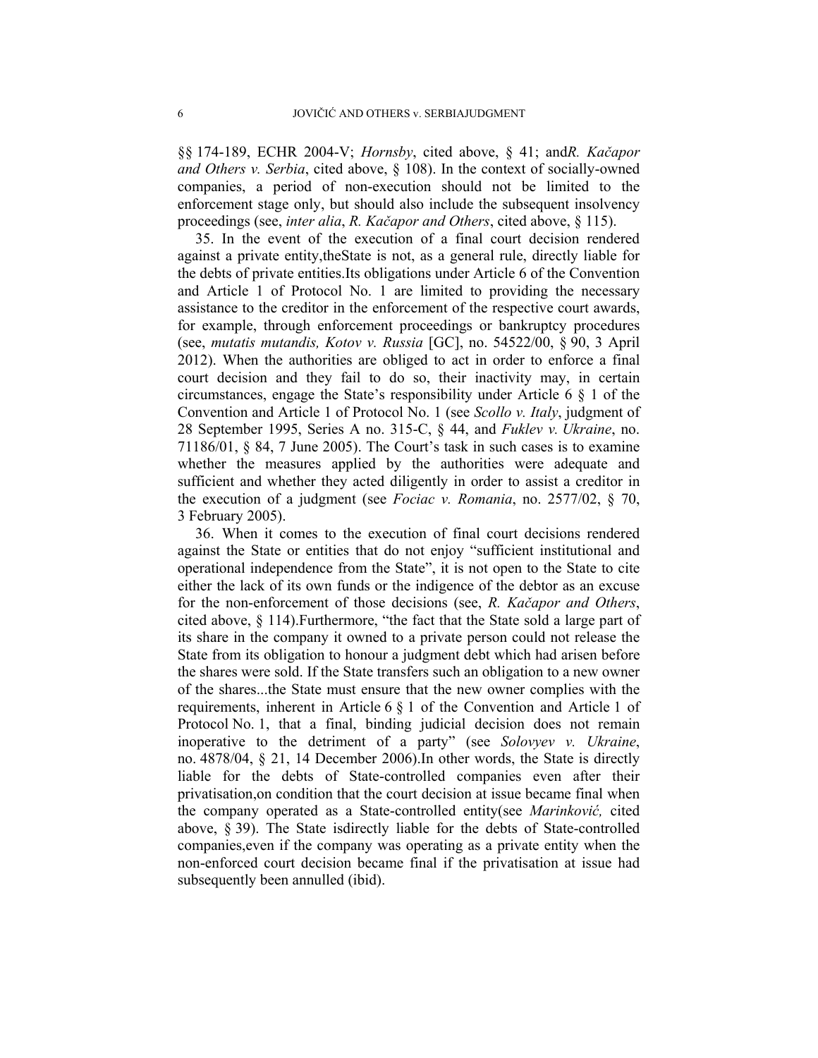§§ 174-189, ECHR 2004-V; *Hornsby*, cited above, § 41; and*R. Kačapor and Others v. Serbia*, cited above, § 108). In the context of socially-owned companies, a period of non-execution should not be limited to the enforcement stage only, but should also include the subsequent insolvency proceedings (see, *inter alia*, *R. Kačapor and Others*, cited above, § 115).

35. In the event of the execution of a final court decision rendered against a private entity,theState is not, as a general rule, directly liable for the debts of private entities.Its obligations under Article 6 of the Convention and Article 1 of Protocol No. 1 are limited to providing the necessary assistance to the creditor in the enforcement of the respective court awards, for example, through enforcement proceedings or bankruptcy procedures (see, *mutatis mutandis, Kotov v. Russia* [GC], no. 54522/00, § 90, 3 April 2012). When the authorities are obliged to act in order to enforce a final court decision and they fail to do so, their inactivity may, in certain circumstances, engage the State's responsibility under Article 6 § 1 of the Convention and Article 1 of Protocol No. 1 (see *Scollo v. Italy*, judgment of 28 September 1995, Series A no. 315-C, § 44, and *Fuklev v. Ukraine*, no. 71186/01, § 84, 7 June 2005). The Court's task in such cases is to examine whether the measures applied by the authorities were adequate and sufficient and whether they acted diligently in order to assist a creditor in the execution of a judgment (see *Fociac v. Romania*, no. 2577/02, § 70, 3 February 2005).

36. When it comes to the execution of final court decisions rendered against the State or entities that do not enjoy "sufficient institutional and operational independence from the State", it is not open to the State to cite either the lack of its own funds or the indigence of the debtor as an excuse for the non-enforcement of those decisions (see, *R. Kačapor and Others*, cited above, § 114).Furthermore, "the fact that the State sold a large part of its share in the company it owned to a private person could not release the State from its obligation to honour a judgment debt which had arisen before the shares were sold. If the State transfers such an obligation to a new owner of the shares...the State must ensure that the new owner complies with the requirements, inherent in Article 6 § 1 of the Convention and Article 1 of Protocol No. 1, that a final, binding judicial decision does not remain inoperative to the detriment of a party" (see *Solovyev v. Ukraine*, no. 4878/04, § 21, 14 December 2006).In other words, the State is directly liable for the debts of State-controlled companies even after their privatisation,on condition that the court decision at issue became final when the company operated as a State-controlled entity(see *Marinković,* cited above, § 39). The State isdirectly liable for the debts of State-controlled companies,even if the company was operating as a private entity when the non-enforced court decision became final if the privatisation at issue had subsequently been annulled (ibid).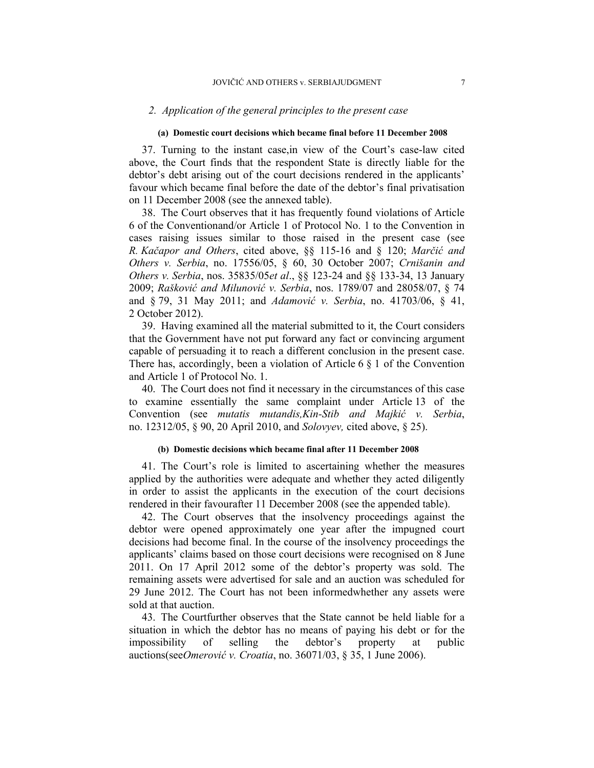### 2. *Application of the general principles to the present case*

#### (a) Domestic court decisions which became final before 11 December 2008

37. Turning to the instant case,in view of the Court's case-law cited above, the Court finds that the respondent State is directly liable for the debtor's debt arising out of the court decisions rendered in the applicants' favour which became final before the date of the debtor's final privatisation on 11 December 2008 (see the annexed table).

38. The Court observes that it has frequently found violations of Article 6 of the Conventionand/or Article 1 of Protocol No. 1 to the Convention in cases raising issues similar to those raised in the present case (see *R. Kačapor and Others*, cited above, §§ 115-16 and § 120; *Marčić and Others v. Serbia*, no. 17556/05, § 60, 30 October 2007; *Crnišanin and Others v. Serbia*, nos. 35835/05*et al*., §§ 123-24 and §§ 133-34, 13 January 2009; *Rašković and Milunović v. Serbia*, nos. 1789/07 and 28058/07, § 74 and § 79, 31 May 2011; and *Adamović v. Serbia*, no. 41703/06, § 41, 2 October 2012).

39. Having examined all the material submitted to it, the Court considers that the Government have not put forward any fact or convincing argument capable of persuading it to reach a different conclusion in the present case. There has, accordingly, been a violation of Article 6 § 1 of the Convention and Article 1 of Protocol No. 1.

40. The Court does not find it necessary in the circumstances of this case to examine essentially the same complaint under Article 13 of the Convention (see *mutatis mutandis,Kin-Stib and Majkić v. Serbia*, no. 12312/05, § 90, 20 April 2010, and *Solovyev,* cited above, § 25).

#### (b) Domestic decisions which became final after 11 December 2008

41. The Court's role is limited to ascertaining whether the measures applied by the authorities were adequate and whether they acted diligently in order to assist the applicants in the execution of the court decisions rendered in their favourafter 11 December 2008 (see the appended table).

42. The Court observes that the insolvency proceedings against the debtor were opened approximately one year after the impugned court decisions had become final. In the course of the insolvency proceedings the applicants' claims based on those court decisions were recognised on 8 June 2011. On 17 April 2012 some of the debtor's property was sold. The remaining assets were advertised for sale and an auction was scheduled for 29 June 2012. The Court has not been informedwhether any assets were sold at that auction.

43. The Courtfurther observes that the State cannot be held liable for a situation in which the debtor has no means of paying his debt or for the impossibility of selling the debtor's property at public auctions(see*Omerović v. Croatia*, no. 36071/03, § 35, 1 June 2006).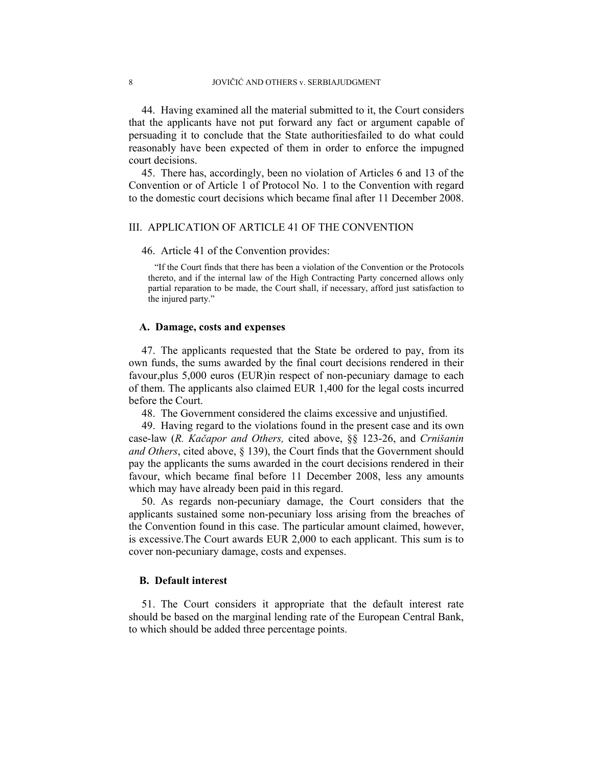44. Having examined all the material submitted to it, the Court considers that the applicants have not put forward any fact or argument capable of persuading it to conclude that the State authoritiesfailed to do what could reasonably have been expected of them in order to enforce the impugned court decisions.

45. There has, accordingly, been no violation of Articles 6 and 13 of the Convention or of Article 1 of Protocol No. 1 to the Convention with regard to the domestic court decisions which became final after 11 December 2008.

## III. APPLICATION OF ARTICLE 41 OF THE CONVENTION

46. Article 41 of the Convention provides:

> "If the Court finds that there has been a violation of the Convention or the Protocols thereto, and if the internal law of the High Contracting Party concerned allows only partial reparation to be made, the Court shall, if necessary, afford just satisfaction to the injured party."

### A. Damage, costs and expenses

47. The applicants requested that the State be ordered to pay, from its own funds, the sums awarded by the final court decisions rendered in their favour,plus 5,000 euros (EUR)in respect of non-pecuniary damage to each of them. The applicants also claimed EUR 1,400 for the legal costs incurred before the Court.

48. The Government considered the claims excessive and unjustified.

49. Having regard to the violations found in the present case and its own case-law (*R. Kačapor and Others,* cited above, §§ 123-26, and *Crnišanin and Others*, cited above, § 139), the Court finds that the Government should pay the applicants the sums awarded in the court decisions rendered in their favour, which became final before 11 December 2008, less any amounts which may have already been paid in this regard.

50. As regards non-pecuniary damage, the Court considers that the applicants sustained some non-pecuniary loss arising from the breaches of the Convention found in this case. The particular amount claimed, however, is excessive.The Court awards EUR 2,000 to each applicant. This sum is to cover non-pecuniary damage, costs and expenses.

### B. Default interest

51. The Court considers it appropriate that the default interest rate should be based on the marginal lending rate of the European Central Bank, to which should be added three percentage points.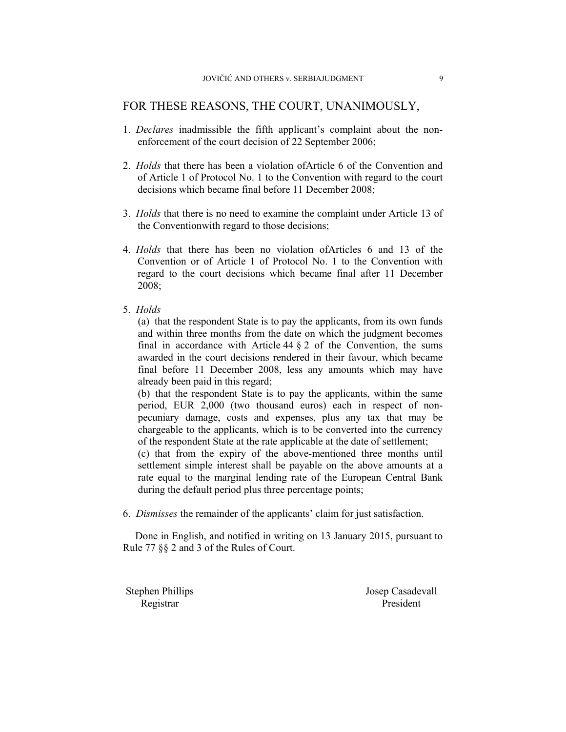## FOR THESE REASONS, THE COURT, UNANIMOUSLY,

1. *Declares* inadmissible the fifth applicant's complaint about the non-enforcement of the court decision of 22 September 2006;

2. *Holds* that there has been a violation ofArticle 6 of the Convention and of Article 1 of Protocol No. 1 to the Convention with regard to the court decisions which became final before 11 December 2008;

3. *Holds* that there is no need to examine the complaint under Article 13 of the Conventionwith regard to those decisions;

4. *Holds* that there has been no violation ofArticles 6 and 13 of the Convention or of Article 1 of Protocol No. 1 to the Convention with regard to the court decisions which became final after 11 December 2008;

5. *Holds*

   (a) that the respondent State is to pay the applicants, from its own funds and within three months from the date on which the judgment becomes final in accordance with Article 44 § 2 of the Convention, the sums awarded in the court decisions rendered in their favour, which became final before 11 December 2008, less any amounts which may have already been paid in this regard;

   (b) that the respondent State is to pay the applicants, within the same period, EUR 2,000 (two thousand euros) each in respect of non-pecuniary damage, costs and expenses, plus any tax that may be chargeable to the applicants, which is to be converted into the currency of the respondent State at the rate applicable at the date of settlement;

   (c) that from the expiry of the above-mentioned three months until settlement simple interest shall be payable on the above amounts at a rate equal to the marginal lending rate of the European Central Bank during the default period plus three percentage points;

6. *Dismisses* the remainder of the applicants' claim for just satisfaction.

Done in English, and notified in writing on 13 January 2015, pursuant to Rule 77 §§ 2 and 3 of the Rules of Court.

| Stephen Phillips | Josep Casadevall |
|---|---|
| Registrar | President |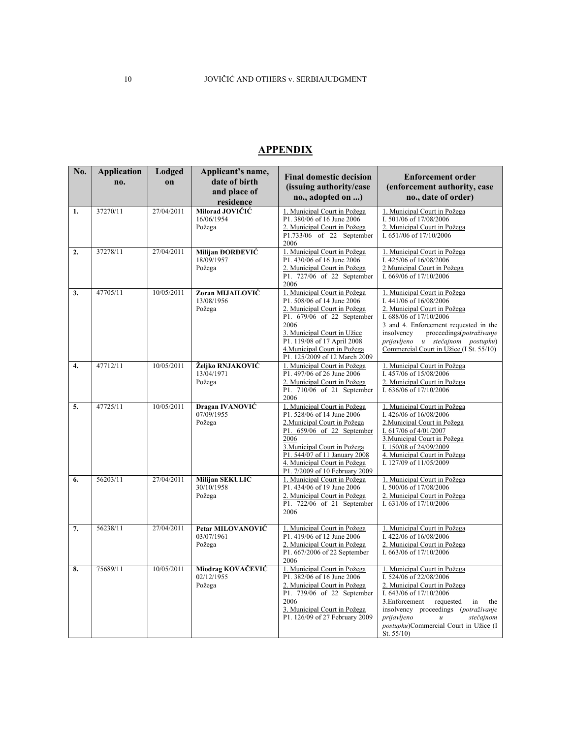## APPENDIX

| No. | Application no. | Lodged on | Applicant's name, date of birth and place of residence | Final domestic decision (issuing authority/case no., adopted on ...) | Enforcement order (enforcement authority, case no., date of order) |
|---|---|---|---|---|---|
| 1. | 37270/11 | 27/04/2011 | **Milorad JOVIČIĆ** 16/06/1954 Požega | 1. Municipal Court in Požega P1. 380/06 of 16 June 2006 2. Municipal Court in Požega P1.733/06 of 22 September 2006 | 1. Municipal Court in Požega I. 501/06 of 17/08/2006 2. Municipal Court in Požega I. 651//06 of 17/10/2006 |
| 2. | 37278/11 | 27/04/2011 | **Milijan ĐORĐEVIĆ** 18/09/1957 Požega | 1. Municipal Court in Požega P1. 430/06 of 16 June 2006 2. Municipal Court in Požega P1. 727/06 of 22 September 2006 | 1. Municipal Court in Požega I. 425/06 of 16/08/2006 2 Municipal Court in Požega I. 669/06 of 17/10/2006 |
| 3. | 47705/11 | 10/05/2011 | **Zoran MIJAILOVIĆ** 13/08/1956 Požega | 1. Municipal Court in Požega P1. 508/06 of 14 June 2006 2. Municipal Court in Požega P1. 679/06 of 22 September 2006 3. Municipal Court in Užice P1. 119/08 of 17 April 2008 4.Municipal Court in Požega P1. 125/2009 of 12 March 2009 | 1. Municipal Court in Požega I. 441/06 of 16/08/2006 2. Municipal Court in Požega I. 688/06 of 17/10/2006 3 and 4. Enforcement requested in the insolvency proceedings(*potraživanje prijavljeno u stečajnom postupku*) Commercial Court in Užice (I St. 55/10) |
| 4. | 47712/11 | 10/05/2011 | **Željko RNJAKOVIĆ** 13/04/1971 Požega | 1. Municipal Court in Požega P1. 497/06 of 26 June 2006 2. Municipal Court in Požega P1. 710/06 of 21 September 2006 | 1. Municipal Court in Požega I. 457/06 of 15/08/2006 2. Municipal Court in Požega I. 636/06 of 17/10/2006 |
| 5. | 47725/11 | 10/05/2011 | **Dragan IVANOVIĆ** 07/09/1955 Požega | 1. Municipal Court in Požega P1. 528/06 of 14 June 2006 2.Municipal Court in Požega P1. 659/06 of 22 September 2006 3.Municipal Court in Požega P1. 544/07 of 11 January 2008 4. Municipal Court in Požega P1. 7/2009 of 10 February 2009 | 1. Municipal Court in Požega I. 426/06 of 16/08/2006 2.Municipal Court in Požega I. 617/06 of 4/01/2007 3.Municipal Court in Požega I. 150/08 of 24/09/2009 4. Municipal Court in Požega I. 127/09 of 11/05/2009 |
| 6. | 56203/11 | 27/04/2011 | **Milijan SEKULIĆ** 30/10/1958 Požega | 1. Municipal Court in Požega P1. 434/06 of 19 June 2006 2. Municipal Court in Požega P1. 722/06 of 21 September 2006 | 1. Municipal Court in Požega I. 500/06 of 17/08/2006 2. Municipal Court in Požega I. 631/06 of 17/10/2006 |
| 7. | 56238/11 | 27/04/2011 | **Petar MILOVANOVIĆ** 03/07/1961 Požega | 1. Municipal Court in Požega P1. 419/06 of 12 June 2006 2. Municipal Court in Požega P1. 667/2006 of 22 September 2006 | 1. Municipal Court in Požega I. 422/06 of 16/08/2006 2. Municipal Court in Požega I. 663/06 of 17/10/2006 |
| 8. | 75689/11 | 10/05/2011 | **Miodrag KOVAČEVIĆ** 02/12/1955 Požega | 1. Municipal Court in Požega P1. 382/06 of 16 June 2006 2. Municipal Court in Požega P1. 739/06 of 22 September 2006 3. Municipal Court in Požega P1. 126/09 of 27 February 2009 | 1. Municipal Court in Požega I. 524/06 of 22/08/2006 2. Municipal Court in Požega I. 643/06 of 17/10/2006 3.Enforcement requested in the insolvency proceedings (*potraživanje prijavljeno u stečajnom postupku*)Commercial Court in Užice (I St. 55/10) |